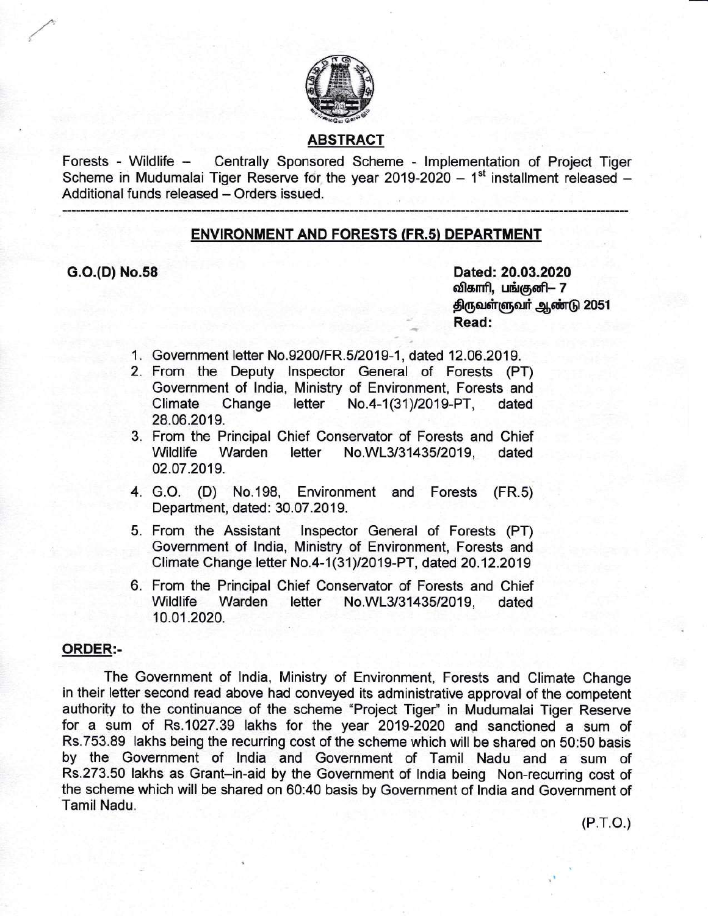## ABSTRACT

Forests - Wildlife – Centrally Sponsored Scheme - Implementation of Project Tiger Scheme in Mudumalai Tiger Reserve for the year 2019-2020 – 1st installment released – Additional funds released – Orders issued.

---

## ENVIRONMENT AND FORESTS (FR.5) DEPARTMENT

**G.O.(D) No.58**

**Dated: 20.03.2020**
**விகாரி, பங்குனி– 7**
**திருவள்ளுவர் ஆண்டு 2051**
**Read:**

1. Government letter No.9200/FR.5/2019-1, dated 12.06.2019.
2. From the Deputy Inspector General of Forests (PT) Government of India, Ministry of Environment, Forests and Climate Change letter No.4-1(31)/2019-PT, dated 28.06.2019.
3. From the Principal Chief Conservator of Forests and Chief Wildlife Warden letter No.WL3/31435/2019, dated 02.07.2019.
4. G.O. (D) No.198, Environment and Forests (FR.5) Department, dated: 30.07.2019.
5. From the Assistant Inspector General of Forests (PT) Government of India, Ministry of Environment, Forests and Climate Change letter No.4-1(31)/2019-PT, dated 20.12.2019
6. From the Principal Chief Conservator of Forests and Chief Wildlife Warden letter No.WL3/31435/2019, dated 10.01.2020.

### ORDER:-

The Government of India, Ministry of Environment, Forests and Climate Change in their letter second read above had conveyed its administrative approval of the competent authority to the continuance of the scheme "Project Tiger" in Mudumalai Tiger Reserve for a sum of Rs.1027.39 lakhs for the year 2019-2020 and sanctioned a sum of Rs.753.89 lakhs being the recurring cost of the scheme which will be shared on 50:50 basis by the Government of India and Government of Tamil Nadu and a sum of Rs.273.50 lakhs as Grant–in-aid by the Government of India being Non-recurring cost of the scheme which will be shared on 60:40 basis by Government of India and Government of Tamil Nadu.

(P.T.O.)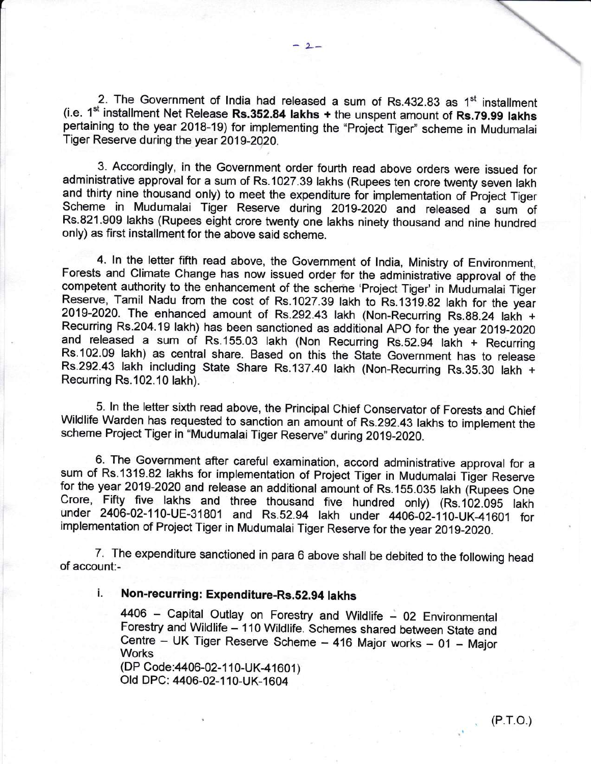2. The Government of India had released a sum of Rs.432.83 as 1st installment (i.e. 1st installment Net Release **Rs.352.84 lakhs +** the unspent amount of **Rs.79.99 lakhs** pertaining to the year 2018-19) for implementing the "Project Tiger" scheme in Mudumalai Tiger Reserve during the year 2019-2020.

3. Accordingly, in the Government order fourth read above orders were issued for administrative approval for a sum of Rs.1027.39 lakhs (Rupees ten crore twenty seven lakh and thirty nine thousand only) to meet the expenditure for implementation of Project Tiger Scheme in Mudumalai Tiger Reserve during 2019-2020 and released a sum of Rs.821.909 lakhs (Rupees eight crore twenty one lakhs ninety thousand and nine hundred only) as first installment for the above said scheme.

4. In the letter fifth read above, the Government of India, Ministry of Environment, Forests and Climate Change has now issued order for the administrative approval of the competent authority to the enhancement of the scheme 'Project Tiger' in Mudumalai Tiger Reserve, Tamil Nadu from the cost of Rs.1027.39 lakh to Rs.1319.82 lakh for the year 2019-2020. The enhanced amount of Rs.292.43 lakh (Non-Recurring Rs.88.24 lakh + Recurring Rs.204.19 lakh) has been sanctioned as additional APO for the year 2019-2020 and released a sum of Rs.155.03 lakh (Non Recurring Rs.52.94 lakh + Recurring Rs.102.09 lakh) as central share. Based on this the State Government has to release Rs.292.43 lakh including State Share Rs.137.40 lakh (Non-Recurring Rs.35.30 lakh + Recurring Rs.102.10 lakh).

5. In the letter sixth read above, the Principal Chief Conservator of Forests and Chief Wildlife Warden has requested to sanction an amount of Rs.292.43 lakhs to implement the scheme Project Tiger in "Mudumalai Tiger Reserve" during 2019-2020.

6. The Government after careful examination, accord administrative approval for a sum of Rs.1319.82 lakhs for implementation of Project Tiger in Mudumalai Tiger Reserve for the year 2019-2020 and release an additional amount of Rs.155.035 lakh (Rupees One Crore, Fifty five lakhs and three thousand five hundred only) (Rs.102.095 lakh under 2406-02-110-UE-31801 and Rs.52.94 lakh under 4406-02-110-UK-41601 for implementation of Project Tiger in Mudumalai Tiger Reserve for the year 2019-2020.

7. The expenditure sanctioned in para 6 above shall be debited to the following head of account:-

i. **Non-recurring: Expenditure-Rs.52.94 lakhs**

4406 – Capital Outlay on Forestry and Wildlife – 02 Environmental Forestry and Wildlife – 110 Wildlife. Schemes shared between State and Centre – UK Tiger Reserve Scheme – 416 Major works – 01 – Major Works
(DP Code:4406-02-110-UK-41601)
Old DPC: 4406-02-110-UK-1604

(P.T.O.)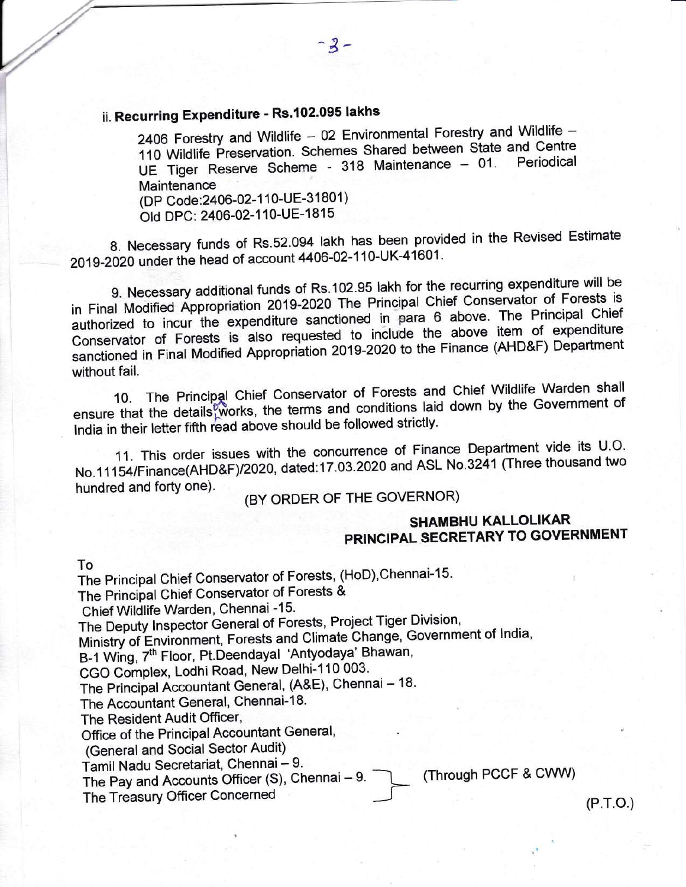## ii. Recurring Expenditure - Rs.102.095 lakhs

2406 Forestry and Wildlife – 02 Environmental Forestry and Wildlife – 110 Wildlife Preservation. Schemes Shared between State and Centre UE Tiger Reserve Scheme - 318 Maintenance – 01. Periodical Maintenance
(DP Code:2406-02-110-UE-31801)
Old DPC: 2406-02-110-UE-1815

8. Necessary funds of Rs.52.094 lakh has been provided in the Revised Estimate 2019-2020 under the head of account 4406-02-110-UK-41601.

9. Necessary additional funds of Rs.102.95 lakh for the recurring expenditure will be in Final Modified Appropriation 2019-2020 The Principal Chief Conservator of Forests is authorized to incur the expenditure sanctioned in para 6 above. The Principal Chief Conservator of Forests is also requested to include the above item of expenditure sanctioned in Final Modified Appropriation 2019-2020 to the Finance (AHD&F) Department without fail.

10. The Principal Chief Conservator of Forests and Chief Wildlife Warden shall ensure that the details of works, the terms and conditions laid down by the Government of India in their letter fifth read above should be followed strictly.

11. This order issues with the concurrence of Finance Department vide its U.O. No.11154/Finance(AHD&F)/2020, dated:17.03.2020 and ASL No.3241 (Three thousand two hundred and forty one).

(BY ORDER OF THE GOVERNOR)

**SHAMBHU KALLOLIKAR**
**PRINCIPAL SECRETARY TO GOVERNMENT**

To
The Principal Chief Conservator of Forests, (HoD),Chennai-15.
The Principal Chief Conservator of Forests &
Chief Wildlife Warden, Chennai -15.
The Deputy Inspector General of Forests, Project Tiger Division,
Ministry of Environment, Forests and Climate Change, Government of India,
B-1 Wing, 7th Floor, Pt.Deendayal 'Antyodaya' Bhawan,
CGO Complex, Lodhi Road, New Delhi-110 003.
The Principal Accountant General, (A&E), Chennai – 18.
The Accountant General, Chennai-18.
The Resident Audit Officer,
Office of the Principal Accountant General,
(General and Social Sector Audit)
Tamil Nadu Secretariat, Chennai – 9.
The Pay and Accounts Officer (S), Chennai – 9.
The Treasury Officer Concerned
} (Through PCCF & CWW)

(P.T.O.)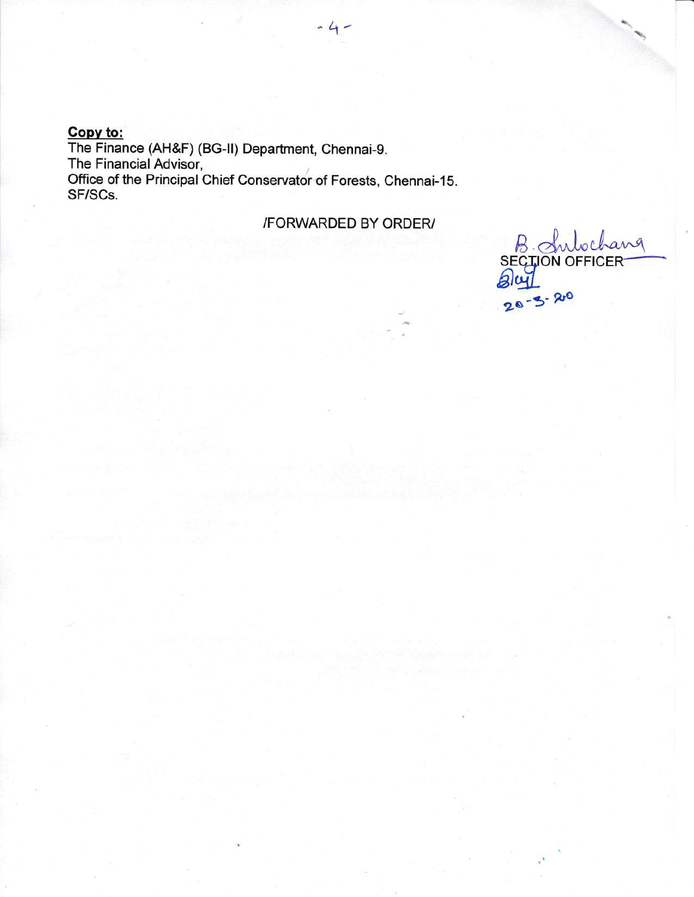**Copy to:**

The Finance (AH&F) (BG-II) Department, Chennai-9.
The Financial Advisor,
Office of the Principal Chief Conservator of Forests, Chennai-15.
SF/SCs.

/FORWARDED BY ORDER/

B. Sulochana
SECTION OFFICER
20-3-20